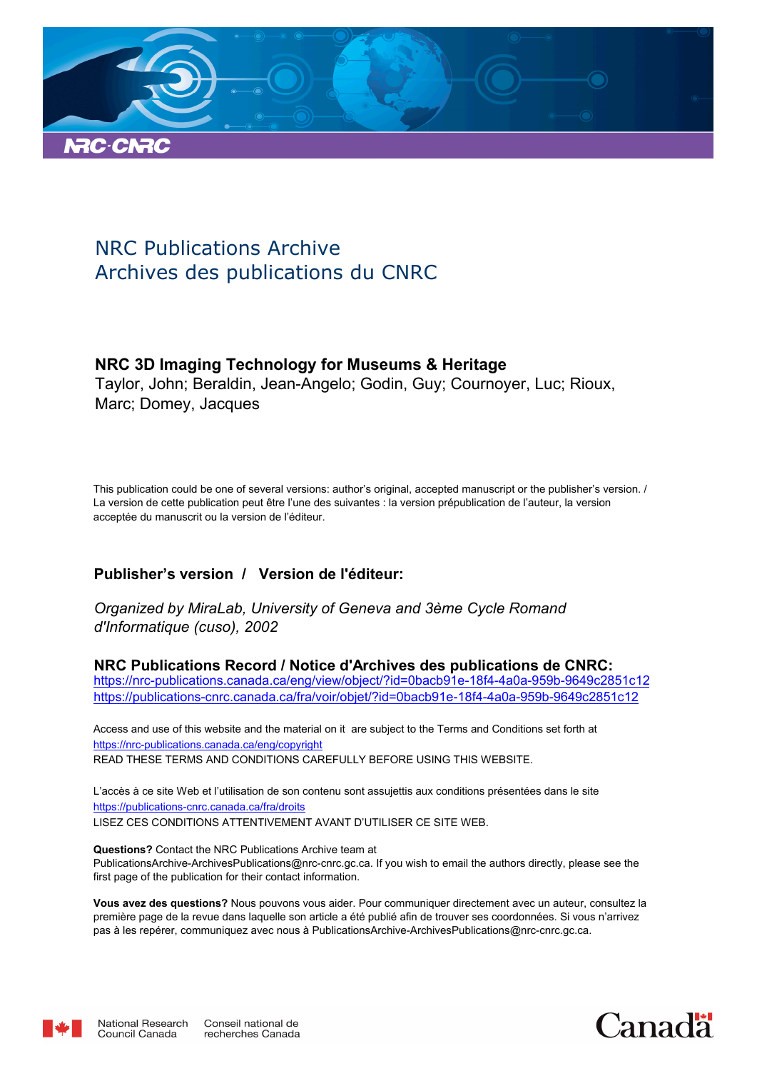# NRC Publications Archive
# Archives des publications du CNRC

**NRC 3D Imaging Technology for Museums & Heritage**
Taylor, John; Beraldin, Jean-Angelo; Godin, Guy; Cournoyer, Luc; Rioux, Marc; Domey, Jacques

This publication could be one of several versions: author's original, accepted manuscript or the publisher's version. / La version de cette publication peut être l'une des suivantes : la version prépublication de l'auteur, la version acceptée du manuscrit ou la version de l'éditeur.

**Publisher's version / Version de l'éditeur:**

*Organized by MiraLab, University of Geneva and 3ème Cycle Romand d'Informatique (cuso), 2002*

**NRC Publications Record / Notice d'Archives des publications de CNRC:**
https://nrc-publications.canada.ca/eng/view/object/?id=0bacb91e-18f4-4a0a-959b-9649c2851c12
https://publications-cnrc.canada.ca/fra/voir/objet/?id=0bacb91e-18f4-4a0a-959b-9649c2851c12

Access and use of this website and the material on it are subject to the Terms and Conditions set forth at
https://nrc-publications.canada.ca/eng/copyright
READ THESE TERMS AND CONDITIONS CAREFULLY BEFORE USING THIS WEBSITE.

L'accès à ce site Web et l'utilisation de son contenu sont assujettis aux conditions présentées dans le site
https://publications-cnrc.canada.ca/fra/droits
LISEZ CES CONDITIONS ATTENTIVEMENT AVANT D'UTILISER CE SITE WEB.

**Questions?** Contact the NRC Publications Archive team at PublicationsArchive-ArchivesPublications@nrc-cnrc.gc.ca. If you wish to email the authors directly, please see the first page of the publication for their contact information.

**Vous avez des questions?** Nous pouvons vous aider. Pour communiquer directement avec un auteur, consultez la première page de la revue dans laquelle son article a été publié afin de trouver ses coordonnées. Si vous n'arrivez pas à les repérer, communiquez avec nous à PublicationsArchive-ArchivesPublications@nrc-cnrc.gc.ca.

National Research Council Canada | Conseil national de recherches Canada

Canada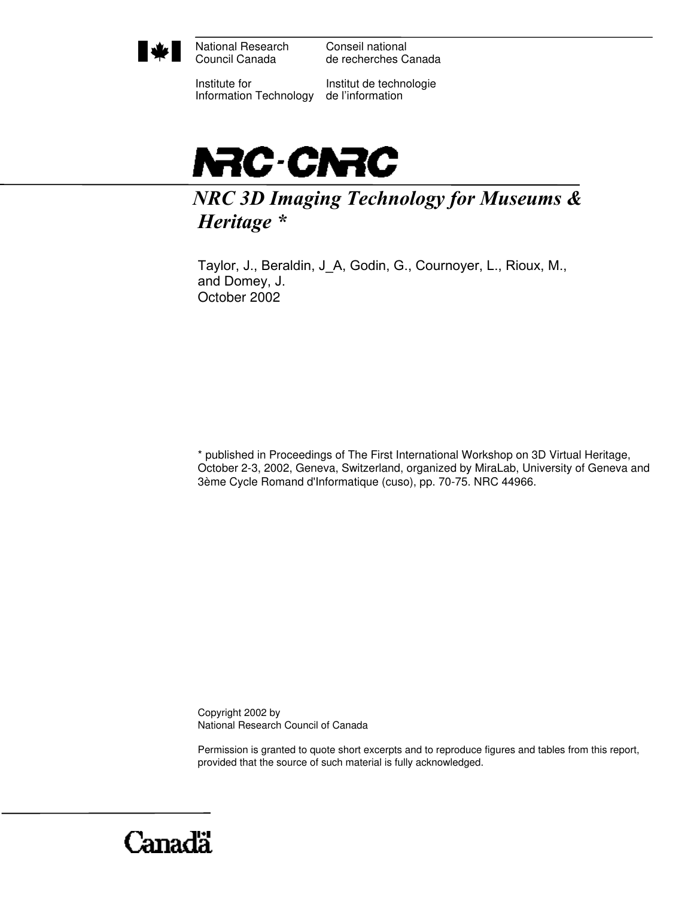National Research Council Canada

Conseil national de recherches Canada

Institute for Information Technology

Institut de technologie de l'information

NRC-CNRC

# *NRC 3D Imaging Technology for Museums & Heritage **

Taylor, J., Beraldin, J_A, Godin, G., Cournoyer, L., Rioux, M., and Domey, J.
October 2002

* published in Proceedings of The First International Workshop on 3D Virtual Heritage, October 2-3, 2002, Geneva, Switzerland, organized by MiraLab, University of Geneva and 3ème Cycle Romand d'Informatique (cuso), pp. 70-75. NRC 44966.

Copyright 2002 by
National Research Council of Canada

Permission is granted to quote short excerpts and to reproduce figures and tables from this report, provided that the source of such material is fully acknowledged.

Canada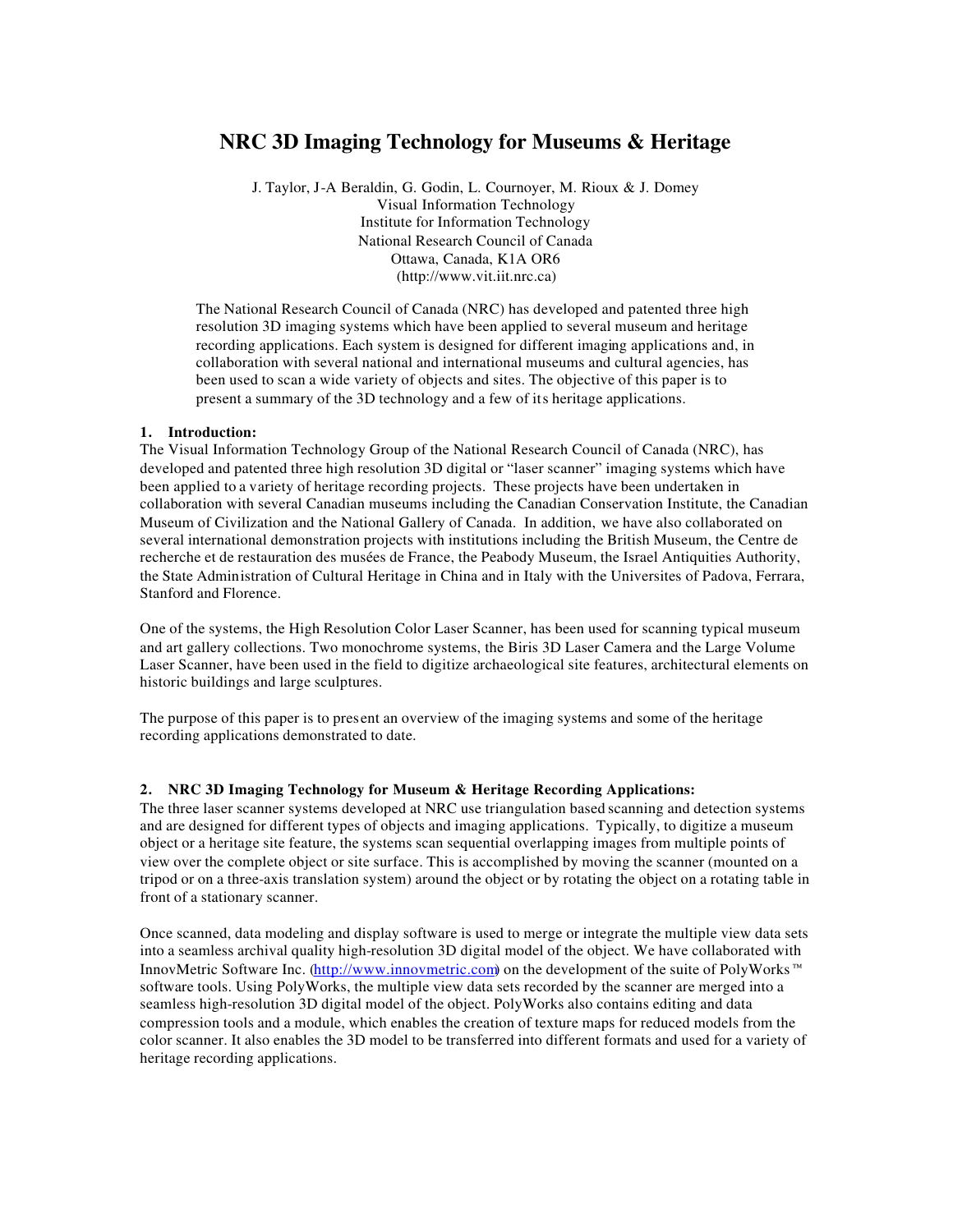# NRC 3D Imaging Technology for Museums & Heritage

J. Taylor, J-A Beraldin, G. Godin, L. Cournoyer, M. Rioux & J. Domey
Visual Information Technology
Institute for Information Technology
National Research Council of Canada
Ottawa, Canada, K1A OR6
(http://www.vit.iit.nrc.ca)

The National Research Council of Canada (NRC) has developed and patented three high resolution 3D imaging systems which have been applied to several museum and heritage recording applications. Each system is designed for different imaging applications and, in collaboration with several national and international museums and cultural agencies, has been used to scan a wide variety of objects and sites. The objective of this paper is to present a summary of the 3D technology and a few of its heritage applications.

## 1. Introduction:

The Visual Information Technology Group of the National Research Council of Canada (NRC), has developed and patented three high resolution 3D digital or "laser scanner" imaging systems which have been applied to a variety of heritage recording projects. These projects have been undertaken in collaboration with several Canadian museums including the Canadian Conservation Institute, the Canadian Museum of Civilization and the National Gallery of Canada. In addition, we have also collaborated on several international demonstration projects with institutions including the British Museum, the Centre de recherche et de restauration des musées de France, the Peabody Museum, the Israel Antiquities Authority, the State Administration of Cultural Heritage in China and in Italy with the Universites of Padova, Ferrara, Stanford and Florence.

One of the systems, the High Resolution Color Laser Scanner, has been used for scanning typical museum and art gallery collections. Two monochrome systems, the Biris 3D Laser Camera and the Large Volume Laser Scanner, have been used in the field to digitize archaeological site features, architectural elements on historic buildings and large sculptures.

The purpose of this paper is to present an overview of the imaging systems and some of the heritage recording applications demonstrated to date.

## 2. NRC 3D Imaging Technology for Museum & Heritage Recording Applications:

The three laser scanner systems developed at NRC use triangulation based scanning and detection systems and are designed for different types of objects and imaging applications. Typically, to digitize a museum object or a heritage site feature, the systems scan sequential overlapping images from multiple points of view over the complete object or site surface. This is accomplished by moving the scanner (mounted on a tripod or on a three-axis translation system) around the object or by rotating the object on a rotating table in front of a stationary scanner.

Once scanned, data modeling and display software is used to merge or integrate the multiple view data sets into a seamless archival quality high-resolution 3D digital model of the object. We have collaborated with InnovMetric Software Inc. (http://www.innovmetric.com) on the development of the suite of PolyWorks™ software tools. Using PolyWorks, the multiple view data sets recorded by the scanner are merged into a seamless high-resolution 3D digital model of the object. PolyWorks also contains editing and data compression tools and a module, which enables the creation of texture maps for reduced models from the color scanner. It also enables the 3D model to be transferred into different formats and used for a variety of heritage recording applications.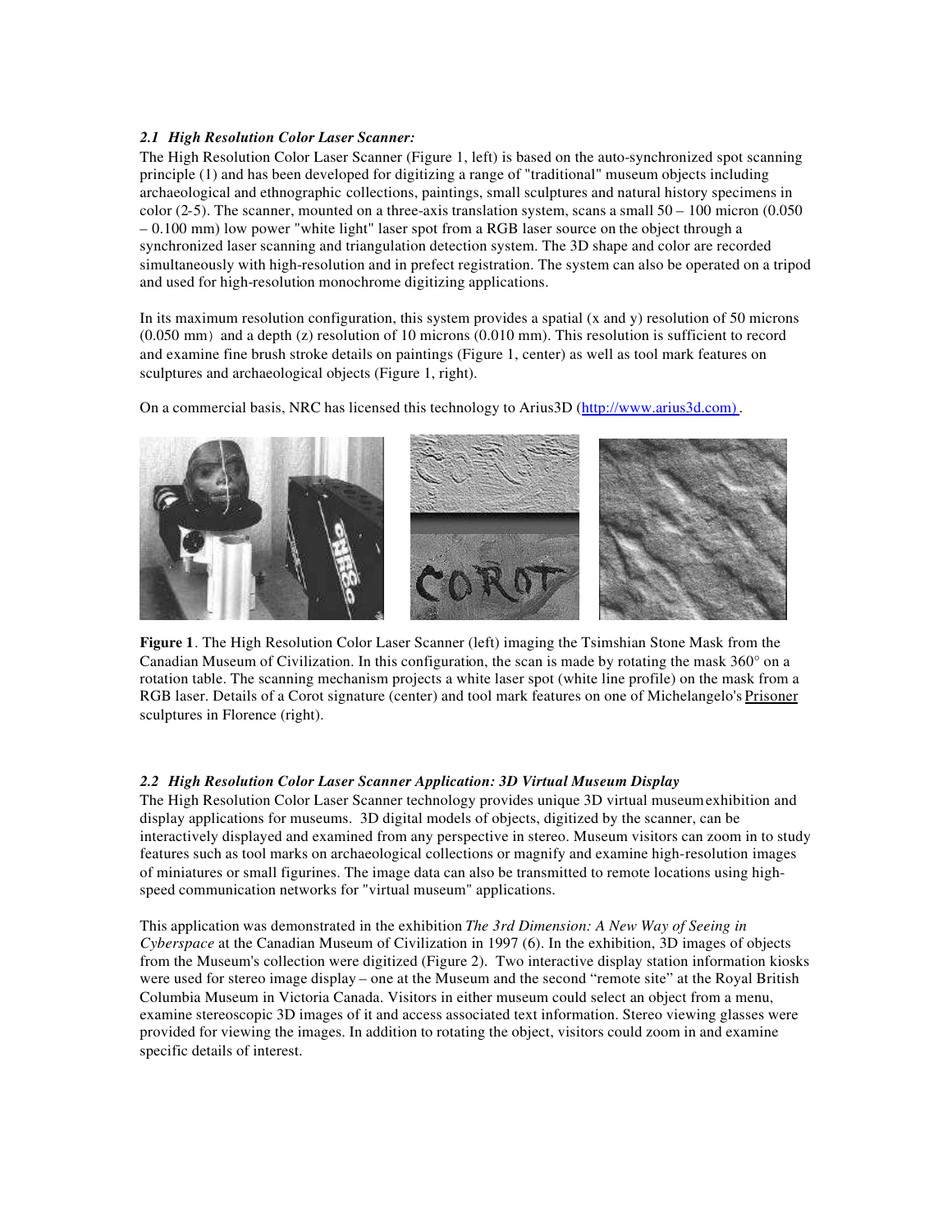### *2.1 High Resolution Color Laser Scanner:*

The High Resolution Color Laser Scanner (Figure 1, left) is based on the auto-synchronized spot scanning principle (1) and has been developed for digitizing a range of "traditional" museum objects including archaeological and ethnographic collections, paintings, small sculptures and natural history specimens in color (2-5). The scanner, mounted on a three-axis translation system, scans a small 50 – 100 micron (0.050 – 0.100 mm) low power "white light" laser spot from a RGB laser source on the object through a synchronized laser scanning and triangulation detection system. The 3D shape and color are recorded simultaneously with high-resolution and in prefect registration. The system can also be operated on a tripod and used for high-resolution monochrome digitizing applications.

In its maximum resolution configuration, this system provides a spatial (x and y) resolution of 50 microns (0.050 mm) and a depth (z) resolution of 10 microns (0.010 mm). This resolution is sufficient to record and examine fine brush stroke details on paintings (Figure 1, center) as well as tool mark features on sculptures and archaeological objects (Figure 1, right).

On a commercial basis, NRC has licensed this technology to Arius3D (http://www.arius3d.com).

**Figure 1**. The High Resolution Color Laser Scanner (left) imaging the Tsimshian Stone Mask from the Canadian Museum of Civilization. In this configuration, the scan is made by rotating the mask 360° on a rotation table. The scanning mechanism projects a white laser spot (white line profile) on the mask from a RGB laser. Details of a Corot signature (center) and tool mark features on one of Michelangelo's Prisoner sculptures in Florence (right).

### *2.2 High Resolution Color Laser Scanner Application: 3D Virtual Museum Display*

The High Resolution Color Laser Scanner technology provides unique 3D virtual museum exhibition and display applications for museums. 3D digital models of objects, digitized by the scanner, can be interactively displayed and examined from any perspective in stereo. Museum visitors can zoom in to study features such as tool marks on archaeological collections or magnify and examine high-resolution images of miniatures or small figurines. The image data can also be transmitted to remote locations using high-speed communication networks for "virtual museum" applications.

This application was demonstrated in the exhibition *The 3rd Dimension: A New Way of Seeing in Cyberspace* at the Canadian Museum of Civilization in 1997 (6). In the exhibition, 3D images of objects from the Museum's collection were digitized (Figure 2). Two interactive display station information kiosks were used for stereo image display – one at the Museum and the second "remote site" at the Royal British Columbia Museum in Victoria Canada. Visitors in either museum could select an object from a menu, examine stereoscopic 3D images of it and access associated text information. Stereo viewing glasses were provided for viewing the images. In addition to rotating the object, visitors could zoom in and examine specific details of interest.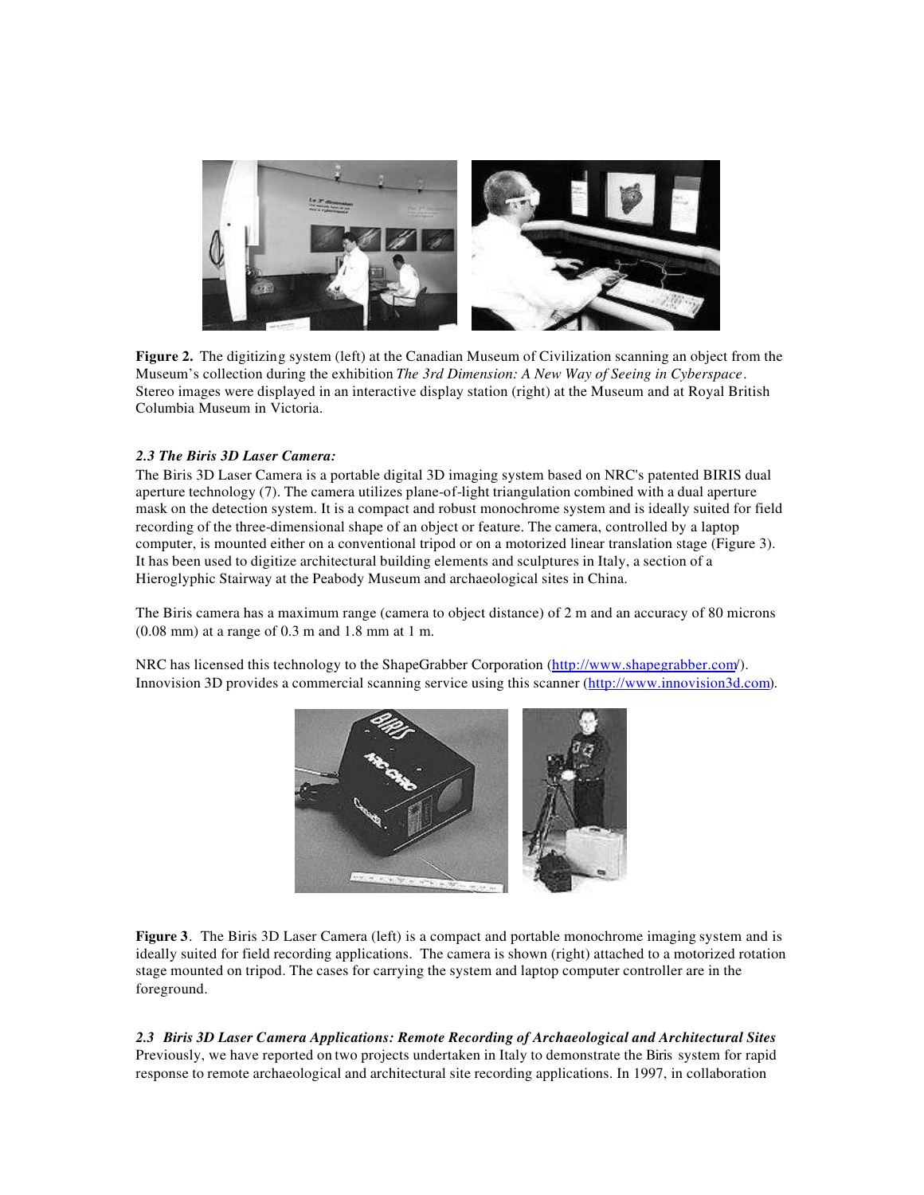**Figure 2.** The digitizing system (left) at the Canadian Museum of Civilization scanning an object from the Museum's collection during the exhibition *The 3rd Dimension: A New Way of Seeing in Cyberspace*. Stereo images were displayed in an interactive display station (right) at the Museum and at Royal British Columbia Museum in Victoria.

### *2.3 The Biris 3D Laser Camera:*

The Biris 3D Laser Camera is a portable digital 3D imaging system based on NRC's patented BIRIS dual aperture technology (7). The camera utilizes plane-of-light triangulation combined with a dual aperture mask on the detection system. It is a compact and robust monochrome system and is ideally suited for field recording of the three-dimensional shape of an object or feature. The camera, controlled by a laptop computer, is mounted either on a conventional tripod or on a motorized linear translation stage (Figure 3). It has been used to digitize architectural building elements and sculptures in Italy, a section of a Hieroglyphic Stairway at the Peabody Museum and archaeological sites in China.

The Biris camera has a maximum range (camera to object distance) of 2 m and an accuracy of 80 microns (0.08 mm) at a range of 0.3 m and 1.8 mm at 1 m.

NRC has licensed this technology to the ShapeGrabber Corporation (http://www.shapegrabber.com/). Innovision 3D provides a commercial scanning service using this scanner (http://www.innovision3d.com).

**Figure 3**. The Biris 3D Laser Camera (left) is a compact and portable monochrome imaging system and is ideally suited for field recording applications. The camera is shown (right) attached to a motorized rotation stage mounted on tripod. The cases for carrying the system and laptop computer controller are in the foreground.

### *2.3 Biris 3D Laser Camera Applications: Remote Recording of Archaeological and Architectural Sites*

Previously, we have reported on two projects undertaken in Italy to demonstrate the Biris system for rapid response to remote archaeological and architectural site recording applications. In 1997, in collaboration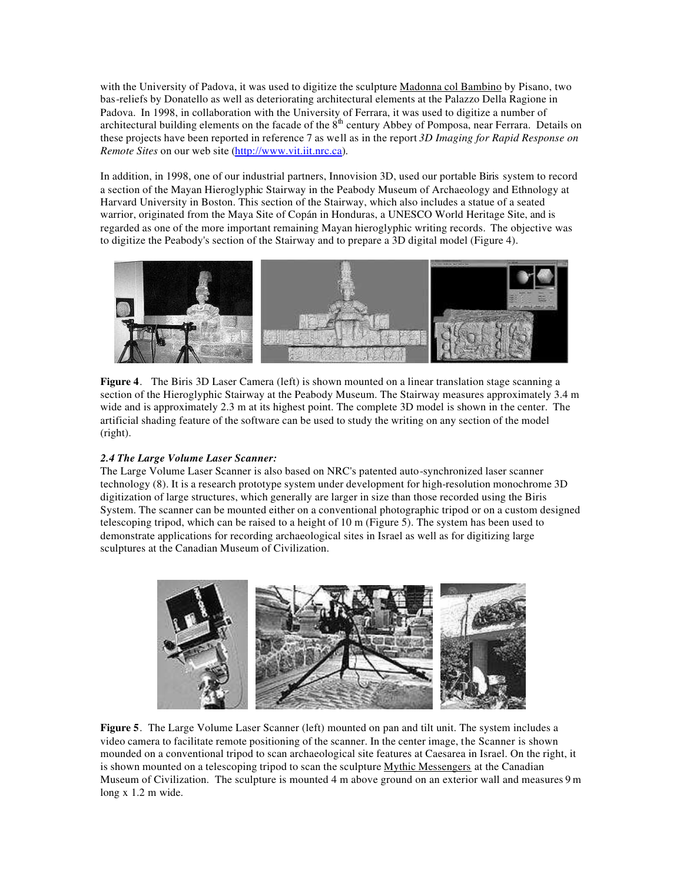with the University of Padova, it was used to digitize the sculpture Madonna col Bambino by Pisano, two bas-reliefs by Donatello as well as deteriorating architectural elements at the Palazzo Della Ragione in Padova. In 1998, in collaboration with the University of Ferrara, it was used to digitize a number of architectural building elements on the facade of the 8th century Abbey of Pomposa, near Ferrara. Details on these projects have been reported in reference 7 as well as in the report *3D Imaging for Rapid Response on Remote Sites* on our web site (http://www.vit.iit.nrc.ca).

In addition, in 1998, one of our industrial partners, Innovision 3D, used our portable Biris system to record a section of the Mayan Hieroglyphic Stairway in the Peabody Museum of Archaeology and Ethnology at Harvard University in Boston. This section of the Stairway, which also includes a statue of a seated warrior, originated from the Maya Site of Copán in Honduras, a UNESCO World Heritage Site, and is regarded as one of the more important remaining Mayan hieroglyphic writing records. The objective was to digitize the Peabody's section of the Stairway and to prepare a 3D digital model (Figure 4).

**Figure 4**. The Biris 3D Laser Camera (left) is shown mounted on a linear translation stage scanning a section of the Hieroglyphic Stairway at the Peabody Museum. The Stairway measures approximately 3.4 m wide and is approximately 2.3 m at its highest point. The complete 3D model is shown in the center. The artificial shading feature of the software can be used to study the writing on any section of the model (right).

***2.4 The Large Volume Laser Scanner:***

The Large Volume Laser Scanner is also based on NRC's patented auto-synchronized laser scanner technology (8). It is a research prototype system under development for high-resolution monochrome 3D digitization of large structures, which generally are larger in size than those recorded using the Biris System. The scanner can be mounted either on a conventional photographic tripod or on a custom designed telescoping tripod, which can be raised to a height of 10 m (Figure 5). The system has been used to demonstrate applications for recording archaeological sites in Israel as well as for digitizing large sculptures at the Canadian Museum of Civilization.

**Figure 5**. The Large Volume Laser Scanner (left) mounted on pan and tilt unit. The system includes a video camera to facilitate remote positioning of the scanner. In the center image, the Scanner is shown mounded on a conventional tripod to scan archaeological site features at Caesarea in Israel. On the right, it is shown mounted on a telescoping tripod to scan the sculpture Mythic Messengers at the Canadian Museum of Civilization. The sculpture is mounted 4 m above ground on an exterior wall and measures 9 m long x 1.2 m wide.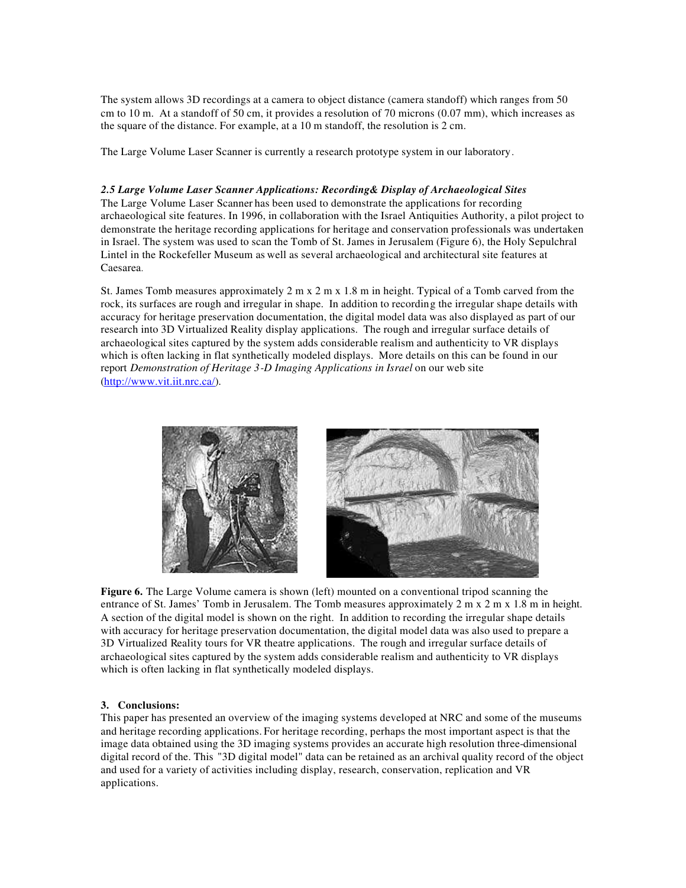The system allows 3D recordings at a camera to object distance (camera standoff) which ranges from 50 cm to 10 m. At a standoff of 50 cm, it provides a resolution of 70 microns (0.07 mm), which increases as the square of the distance. For example, at a 10 m standoff, the resolution is 2 cm.

The Large Volume Laser Scanner is currently a research prototype system in our laboratory.

### *2.5 Large Volume Laser Scanner Applications: Recording& Display of Archaeological Sites*

The Large Volume Laser Scanner has been used to demonstrate the applications for recording archaeological site features. In 1996, in collaboration with the Israel Antiquities Authority, a pilot project to demonstrate the heritage recording applications for heritage and conservation professionals was undertaken in Israel. The system was used to scan the Tomb of St. James in Jerusalem (Figure 6), the Holy Sepulchral Lintel in the Rockefeller Museum as well as several archaeological and architectural site features at Caesarea.

St. James Tomb measures approximately 2 m x 2 m x 1.8 m in height. Typical of a Tomb carved from the rock, its surfaces are rough and irregular in shape. In addition to recording the irregular shape details with accuracy for heritage preservation documentation, the digital model data was also displayed as part of our research into 3D Virtualized Reality display applications. The rough and irregular surface details of archaeological sites captured by the system adds considerable realism and authenticity to VR displays which is often lacking in flat synthetically modeled displays. More details on this can be found in our report *Demonstration of Heritage 3-D Imaging Applications in Israel* on our web site (http://www.vit.iit.nrc.ca/).

**Figure 6.** The Large Volume camera is shown (left) mounted on a conventional tripod scanning the entrance of St. James' Tomb in Jerusalem. The Tomb measures approximately 2 m x 2 m x 1.8 m in height. A section of the digital model is shown on the right. In addition to recording the irregular shape details with accuracy for heritage preservation documentation, the digital model data was also used to prepare a 3D Virtualized Reality tours for VR theatre applications. The rough and irregular surface details of archaeological sites captured by the system adds considerable realism and authenticity to VR displays which is often lacking in flat synthetically modeled displays.

## 3. Conclusions:

This paper has presented an overview of the imaging systems developed at NRC and some of the museums and heritage recording applications. For heritage recording, perhaps the most important aspect is that the image data obtained using the 3D imaging systems provides an accurate high resolution three-dimensional digital record of the. This "3D digital model" data can be retained as an archival quality record of the object and used for a variety of activities including display, research, conservation, replication and VR applications.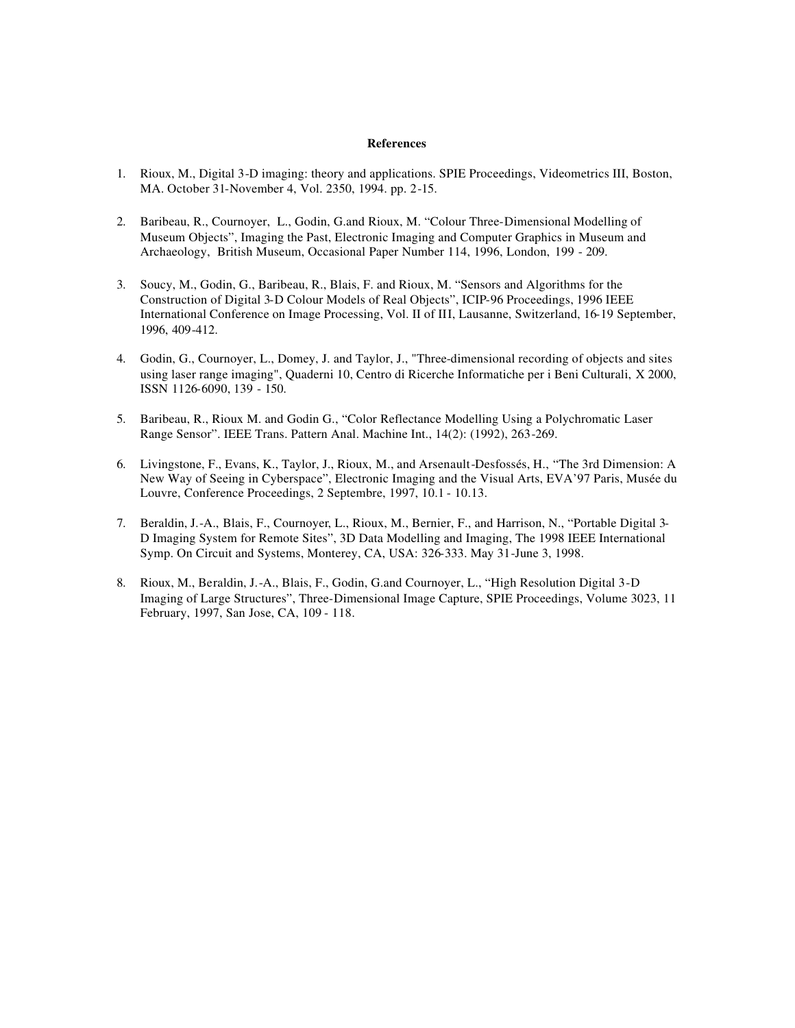**References**

1. Rioux, M., Digital 3-D imaging: theory and applications. SPIE Proceedings, Videometrics III, Boston, MA. October 31-November 4, Vol. 2350, 1994. pp. 2-15.

2. Baribeau, R., Cournoyer, L., Godin, G.and Rioux, M. "Colour Three-Dimensional Modelling of Museum Objects", Imaging the Past, Electronic Imaging and Computer Graphics in Museum and Archaeology, British Museum, Occasional Paper Number 114, 1996, London, 199 - 209.

3. Soucy, M., Godin, G., Baribeau, R., Blais, F. and Rioux, M. "Sensors and Algorithms for the Construction of Digital 3-D Colour Models of Real Objects", ICIP-96 Proceedings, 1996 IEEE International Conference on Image Processing, Vol. II of III, Lausanne, Switzerland, 16-19 September, 1996, 409-412.

4. Godin, G., Cournoyer, L., Domey, J. and Taylor, J., "Three-dimensional recording of objects and sites using laser range imaging", Quaderni 10, Centro di Ricerche Informatiche per i Beni Culturali, X 2000, ISSN 1126-6090, 139 - 150.

5. Baribeau, R., Rioux M. and Godin G., "Color Reflectance Modelling Using a Polychromatic Laser Range Sensor". IEEE Trans. Pattern Anal. Machine Int., 14(2): (1992), 263-269.

6. Livingstone, F., Evans, K., Taylor, J., Rioux, M., and Arsenault-Desfossés, H., "The 3rd Dimension: A New Way of Seeing in Cyberspace", Electronic Imaging and the Visual Arts, EVA'97 Paris, Musée du Louvre, Conference Proceedings, 2 Septembre, 1997, 10.1 - 10.13.

7. Beraldin, J.-A., Blais, F., Cournoyer, L., Rioux, M., Bernier, F., and Harrison, N., "Portable Digital 3-D Imaging System for Remote Sites", 3D Data Modelling and Imaging, The 1998 IEEE International Symp. On Circuit and Systems, Monterey, CA, USA: 326-333. May 31-June 3, 1998.

8. Rioux, M., Beraldin, J.-A., Blais, F., Godin, G.and Cournoyer, L., "High Resolution Digital 3-D Imaging of Large Structures", Three-Dimensional Image Capture, SPIE Proceedings, Volume 3023, 11 February, 1997, San Jose, CA, 109 - 118.